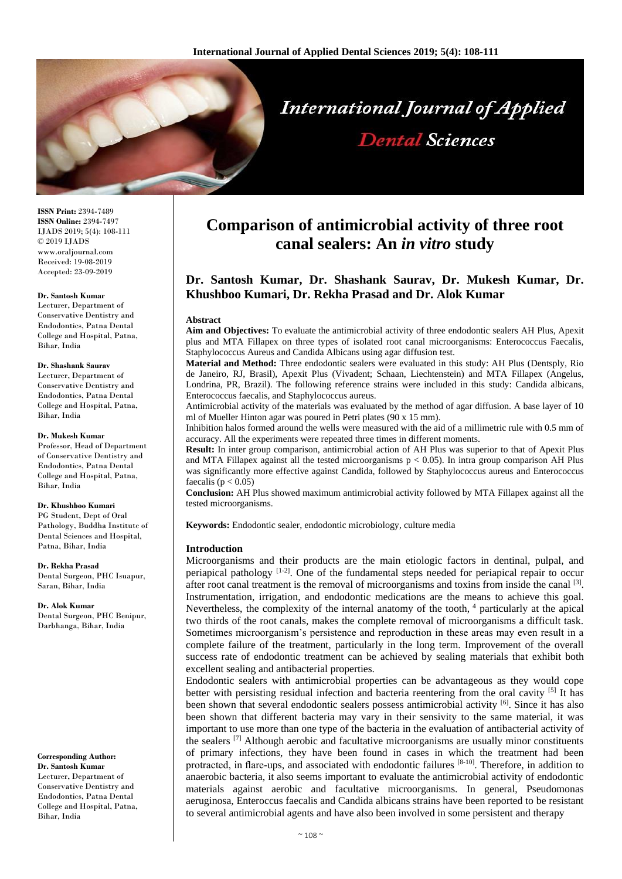# Comparison of antimicrobial activity of three root canal sealers: An *in vitro* study

**Dr. Santosh Kumar, Dr. Shashank Saurav, Dr. Mukesh Kumar, Dr. Khushboo Kumari, Dr. Rekha Prasad and Dr. Alok Kumar**

**ISSN Print:** 2394-7489
**ISSN Online:** 2394-7497
IJADS 2019; 5(4): 108-111
© 2019 IJADS
www.oraljournal.com
Received: 19-08-2019
Accepted: 23-09-2019

**Dr. Santosh Kumar**
Lecturer, Department of Conservative Dentistry and Endodontics, Patna Dental College and Hospital, Patna, Bihar, India

**Dr. Shashank Saurav**
Lecturer, Department of Conservative Dentistry and Endodontics, Patna Dental College and Hospital, Patna, Bihar, India

**Dr. Mukesh Kumar**
Professor, Head of Department of Conservative Dentistry and Endodontics, Patna Dental College and Hospital, Patna, Bihar, India

**Dr. Khushboo Kumari**
PG Student, Dept of Oral Pathology, Buddha Institute of Dental Sciences and Hospital, Patna, Bihar, India

**Dr. Rekha Prasad**
Dental Surgeon, PHC Isuapur, Saran, Bihar, India

**Dr. Alok Kumar**
Dental Surgeon, PHC Benipur, Darbhanga, Bihar, India

**Corresponding Author:**
**Dr. Santosh Kumar**
Lecturer, Department of Conservative Dentistry and Endodontics, Patna Dental College and Hospital, Patna, Bihar, India

## Abstract

**Aim and Objectives:** To evaluate the antimicrobial activity of three endodontic sealers AH Plus, Apexit plus and MTA Fillapex on three types of isolated root canal microorganisms: Enterococcus Faecalis, Staphylococcus Aureus and Candida Albicans using agar diffusion test.

**Material and Method:** Three endodontic sealers were evaluated in this study: AH Plus (Dentsply, Rio de Janeiro, RJ, Brasil), Apexit Plus (Vivadent; Schaan, Liechtenstein) and MTA Fillapex (Angelus, Londrina, PR, Brazil). The following reference strains were included in this study: Candida albicans, Enterococcus faecalis, and Staphylococcus aureus.

Antimicrobial activity of the materials was evaluated by the method of agar diffusion. A base layer of 10 ml of Mueller Hinton agar was poured in Petri plates (90 x 15 mm).

Inhibition halos formed around the wells were measured with the aid of a millimetric rule with 0.5 mm of accuracy. All the experiments were repeated three times in different moments.

**Result:** In inter group comparison, antimicrobial action of AH Plus was superior to that of Apexit Plus and MTA Fillapex against all the tested microorganisms $p < 0.05$). In intra group comparison AH Plus was significantly more effective against Candida, followed by Staphylococcus aureus and Enterococcus faecalis ($p < 0.05$)

**Conclusion:** AH Plus showed maximum antimicrobial activity followed by MTA Fillapex against all the tested microorganisms.

**Keywords:** Endodontic sealer, endodontic microbiology, culture media

## Introduction

Microorganisms and their products are the main etiologic factors in dentinal, pulpal, and periapical pathology [1-2]. One of the fundamental steps needed for periapical repair to occur after root canal treatment is the removal of microorganisms and toxins from inside the canal [3]. Instrumentation, irrigation, and endodontic medications are the means to achieve this goal. Nevertheless, the complexity of the internal anatomy of the tooth, [4] particularly at the apical two thirds of the root canals, makes the complete removal of microorganisms a difficult task. Sometimes microorganism's persistence and reproduction in these areas may even result in a complete failure of the treatment, particularly in the long term. Improvement of the overall success rate of endodontic treatment can be achieved by sealing materials that exhibit both excellent sealing and antibacterial properties.

Endodontic sealers with antimicrobial properties can be advantageous as they would cope better with persisting residual infection and bacteria reentering from the oral cavity [5] It has been shown that several endodontic sealers possess antimicrobial activity [6]. Since it has also been shown that different bacteria may vary in their sensivity to the same material, it was important to use more than one type of the bacteria in the evaluation of antibacterial activity of the sealers [7] Although aerobic and facultative microorganisms are usually minor constituents of primary infections, they have been found in cases in which the treatment had been protracted, in flare-ups, and associated with endodontic failures [8-10]. Therefore, in addition to anaerobic bacteria, it also seems important to evaluate the antimicrobial activity of endodontic materials against aerobic and facultative microorganisms. In general, Pseudomonas aeruginosa, Enterococcus faecalis and Candida albicans strains have been reported to be resistant to several antimicrobial agents and have also been involved in some persistent and therapy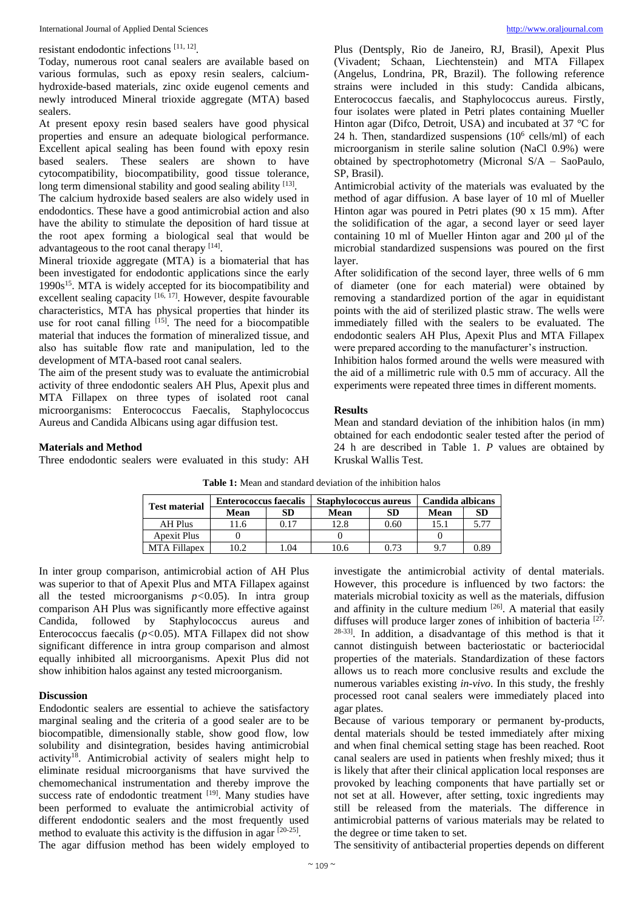resistant endodontic infections [11, 12].

Today, numerous root canal sealers are available based on various formulas, such as epoxy resin sealers, calcium-hydroxide-based materials, zinc oxide eugenol cements and newly introduced Mineral trioxide aggregate (MTA) based sealers.

At present epoxy resin based sealers have good physical properties and ensure an adequate biological performance. Excellent apical sealing has been found with epoxy resin based sealers. These sealers are shown to have cytocompatibility, biocompatibility, good tissue tolerance, long term dimensional stability and good sealing ability [13].

The calcium hydroxide based sealers are also widely used in endodontics. These have a good antimicrobial action and also have the ability to stimulate the deposition of hard tissue at the root apex forming a biological seal that would be advantageous to the root canal therapy [14].

Mineral trioxide aggregate (MTA) is a biomaterial that has been investigated for endodontic applications since the early 1990s[15]. MTA is widely accepted for its biocompatibility and excellent sealing capacity [16, 17]. However, despite favourable characteristics, MTA has physical properties that hinder its use for root canal filling [15]. The need for a biocompatible material that induces the formation of mineralized tissue, and also has suitable flow rate and manipulation, led to the development of MTA-based root canal sealers.

The aim of the present study was to evaluate the antimicrobial activity of three endodontic sealers AH Plus, Apexit plus and MTA Fillapex on three types of isolated root canal microorganisms: Enterococcus Faecalis, Staphylococcus Aureus and Candida Albicans using agar diffusion test.

## Materials and Method

Three endodontic sealers were evaluated in this study: AH Plus (Dentsply, Rio de Janeiro, RJ, Brasil), Apexit Plus (Vivadent; Schaan, Liechtenstein) and MTA Fillapex (Angelus, Londrina, PR, Brazil). The following reference strains were included in this study: Candida albicans, Enterococcus faecalis, and Staphylococcus aureus. Firstly, four isolates were plated in Petri plates containing Mueller Hinton agar (Difco, Detroit, USA) and incubated at 37 °C for 24 h. Then, standardized suspensions ($10^6$ cells/ml) of each microorganism in sterile saline solution (NaCl 0.9%) were obtained by spectrophotometry (Micronal S/A – SaoPaulo, SP, Brasil).

Antimicrobial activity of the materials was evaluated by the method of agar diffusion. A base layer of 10 ml of Mueller Hinton agar was poured in Petri plates (90 x 15 mm). After the solidification of the agar, a second layer or seed layer containing 10 ml of Mueller Hinton agar and 200 µl of the microbial standardized suspensions was poured on the first layer.

After solidification of the second layer, three wells of 6 mm of diameter (one for each material) were obtained by removing a standardized portion of the agar in equidistant points with the aid of sterilized plastic straw. The wells were immediately filled with the sealers to be evaluated. The endodontic sealers AH Plus, Apexit Plus and MTA Fillapex were prepared according to the manufacturer's instruction.

Inhibition halos formed around the wells were measured with the aid of a millimetric rule with 0.5 mm of accuracy. All the experiments were repeated three times in different moments.

## Results

Mean and standard deviation of the inhibition halos (in mm) obtained for each endodontic sealer tested after the period of 24 h are described in Table 1. *P* values are obtained by Kruskal Wallis Test.

**Table 1:** Mean and standard deviation of the inhibition halos

| Test material | Enterococcus faecalis | | Staphylococcus aureus | | Candida albicans | |
|---|---|---|---|---|---|---|
| | **Mean** | **SD** | **Mean** | **SD** | **Mean** | **SD** |
| AH Plus | 11.6 | 0.17 | 12.8 | 0.60 | 15.1 | 5.77 |
| Apexit Plus | 0 | | 0 | | 0 | |
| MTA Fillapex | 10.2 | 1.04 | 10.6 | 0.73 | 9.7 | 0.89 |

In inter group comparison, antimicrobial action of AH Plus was superior to that of Apexit Plus and MTA Fillapex against all the tested microorganisms $p<0.05$). In intra group comparison AH Plus was significantly more effective against Candida, followed by Staphylococcus aureus and Enterococcus faecalis ($p<0.05$). MTA Fillapex did not show significant difference in intra group comparison and almost equally inhibited all microorganisms. Apexit Plus did not show inhibition halos against any tested microorganism.

## Discussion

Endodontic sealers are essential to achieve the satisfactory marginal sealing and the criteria of a good sealer are to be biocompatible, dimensionally stable, show good flow, low solubility and disintegration, besides having antimicrobial activity[18]. Antimicrobial activity of sealers might help to eliminate residual microorganisms that have survived the chemomechanical instrumentation and thereby improve the success rate of endodontic treatment [19]. Many studies have been performed to evaluate the antimicrobial activity of different endodontic sealers and the most frequently used method to evaluate this activity is the diffusion in agar [20-25].

The agar diffusion method has been widely employed to investigate the antimicrobial activity of dental materials. However, this procedure is influenced by two factors: the materials microbial toxicity as well as the materials, diffusion and affinity in the culture medium [26]. A material that easily diffuses will produce larger zones of inhibition of bacteria [27, 28-33]. In addition, a disadvantage of this method is that it cannot distinguish between bacteriostatic or bacteriocidal properties of the materials. Standardization of these factors allows us to reach more conclusive results and exclude the numerous variables existing *in-vivo*. In this study, the freshly processed root canal sealers were immediately placed into agar plates.

Because of various temporary or permanent by-products, dental materials should be tested immediately after mixing and when final chemical setting stage has been reached. Root canal sealers are used in patients when freshly mixed; thus it is likely that after their clinical application local responses are provoked by leaching components that have partially set or not set at all. However, after setting, toxic ingredients may still be released from the materials. The difference in antimicrobial patterns of various materials may be related to the degree or time taken to set.

The sensitivity of antibacterial properties depends on different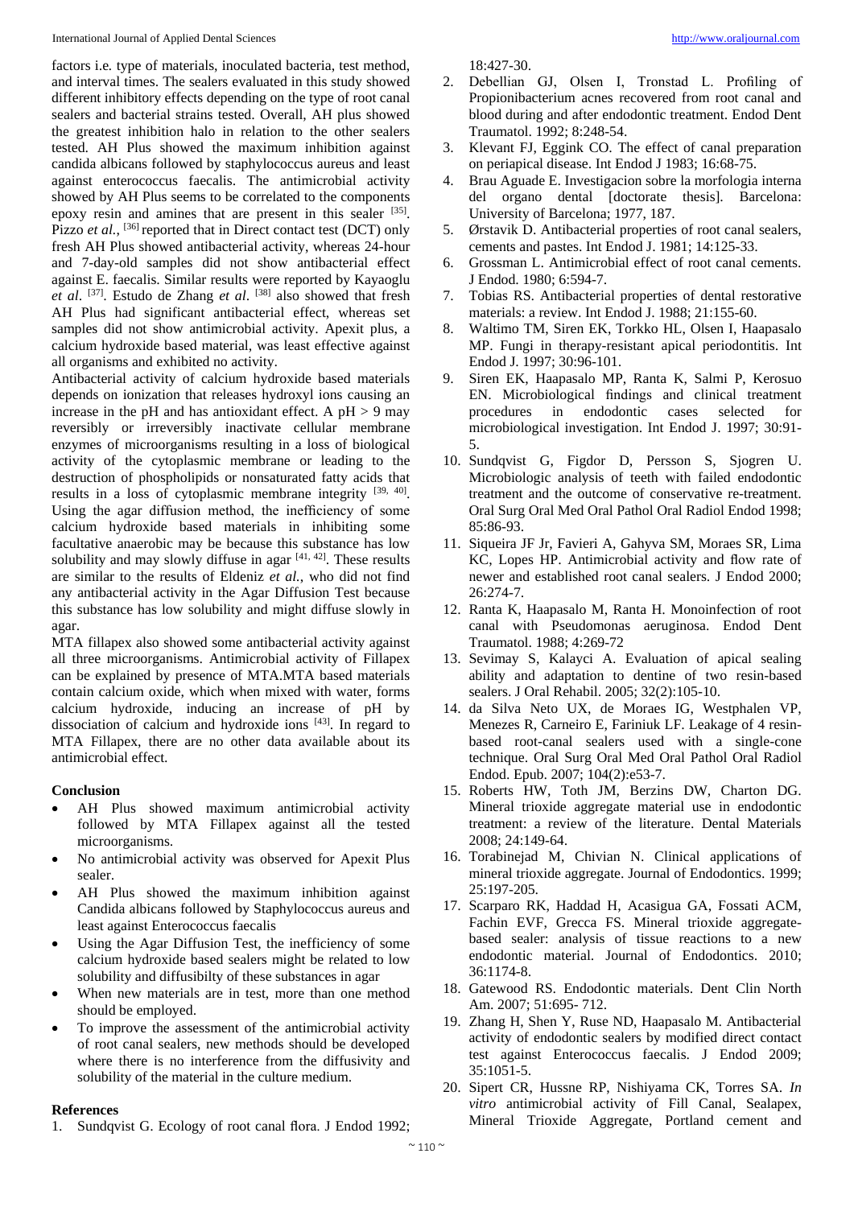factors i.e. type of materials, inoculated bacteria, test method, and interval times. The sealers evaluated in this study showed different inhibitory effects depending on the type of root canal sealers and bacterial strains tested. Overall, AH plus showed the greatest inhibition halo in relation to the other sealers tested. AH Plus showed the maximum inhibition against candida albicans followed by staphylococcus aureus and least against enterococcus faecalis. The antimicrobial activity showed by AH Plus seems to be correlated to the components epoxy resin and amines that are present in this sealer [35]. Pizzo *et al.*, [36] reported that in Direct contact test (DCT) only fresh AH Plus showed antibacterial activity, whereas 24-hour and 7-day-old samples did not show antibacterial effect against E. faecalis. Similar results were reported by Kayaoglu *et al*. [37]. Estudo de Zhang *et al*. [38] also showed that fresh AH Plus had significant antibacterial effect, whereas set samples did not show antimicrobial activity. Apexit plus, a calcium hydroxide based material, was least effective against all organisms and exhibited no activity.

Antibacterial activity of calcium hydroxide based materials depends on ionization that releases hydroxyl ions causing an increase in the pH and has antioxidant effect. A pH > 9 may reversibly or irreversibly inactivate cellular membrane enzymes of microorganisms resulting in a loss of biological activity of the cytoplasmic membrane or leading to the destruction of phospholipids or nonsaturated fatty acids that results in a loss of cytoplasmic membrane integrity [39, 40]. Using the agar diffusion method, the inefficiency of some calcium hydroxide based materials in inhibiting some facultative anaerobic may be because this substance has low solubility and may slowly diffuse in agar [41, 42]. These results are similar to the results of Eldeniz *et al.*, who did not find any antibacterial activity in the Agar Diffusion Test because this substance has low solubility and might diffuse slowly in agar.

MTA fillapex also showed some antibacterial activity against all three microorganisms. Antimicrobial activity of Fillapex can be explained by presence of MTA.MTA based materials contain calcium oxide, which when mixed with water, forms calcium hydroxide, inducing an increase of pH by dissociation of calcium and hydroxide ions [43]. In regard to MTA Fillapex, there are no other data available about its antimicrobial effect.

## Conclusion

- AH Plus showed maximum antimicrobial activity followed by MTA Fillapex against all the tested microorganisms.
- No antimicrobial activity was observed for Apexit Plus sealer.
- AH Plus showed the maximum inhibition against Candida albicans followed by Staphylococcus aureus and least against Enterococcus faecalis
- Using the Agar Diffusion Test, the inefficiency of some calcium hydroxide based sealers might be related to low solubility and diffusibilty of these substances in agar
- When new materials are in test, more than one method should be employed.
- To improve the assessment of the antimicrobial activity of root canal sealers, new methods should be developed where there is no interference from the diffusivity and solubility of the material in the culture medium.

## References

1. Sundqvist G. Ecology of root canal flora. J Endod 1992; 18:427-30.
2. Debellian GJ, Olsen I, Tronstad L. Profiling of Propionibacterium acnes recovered from root canal and blood during and after endodontic treatment. Endod Dent Traumatol. 1992; 8:248-54.
3. Klevant FJ, Eggink CO. The effect of canal preparation on periapical disease. Int Endod J 1983; 16:68-75.
4. Brau Aguade E. Investigacion sobre la morfologia interna del organo dental [doctorate thesis]. Barcelona: University of Barcelona; 1977, 187.
5. Ørstavik D. Antibacterial properties of root canal sealers, cements and pastes. Int Endod J. 1981; 14:125-33.
6. Grossman L. Antimicrobial effect of root canal cements. J Endod. 1980; 6:594-7.
7. Tobias RS. Antibacterial properties of dental restorative materials: a review. Int Endod J. 1988; 21:155-60.
8. Waltimo TM, Siren EK, Torkko HL, Olsen I, Haapasalo MP. Fungi in therapy-resistant apical periodontitis. Int Endod J. 1997; 30:96-101.
9. Siren EK, Haapasalo MP, Ranta K, Salmi P, Kerosuo EN. Microbiological findings and clinical treatment procedures in endodontic cases selected for microbiological investigation. Int Endod J. 1997; 30:91-5.
10. Sundqvist G, Figdor D, Persson S, Sjogren U. Microbiologic analysis of teeth with failed endodontic treatment and the outcome of conservative re-treatment. Oral Surg Oral Med Oral Pathol Oral Radiol Endod 1998; 85:86-93.
11. Siqueira JF Jr, Favieri A, Gahyva SM, Moraes SR, Lima KC, Lopes HP. Antimicrobial activity and flow rate of newer and established root canal sealers. J Endod 2000; 26:274-7.
12. Ranta K, Haapasalo M, Ranta H. Monoinfection of root canal with Pseudomonas aeruginosa. Endod Dent Traumatol. 1988; 4:269-72
13. Sevimay S, Kalayci A. Evaluation of apical sealing ability and adaptation to dentine of two resin-based sealers. J Oral Rehabil. 2005; 32(2):105-10.
14. da Silva Neto UX, de Moraes IG, Westphalen VP, Menezes R, Carneiro E, Fariniuk LF. Leakage of 4 resin-based root-canal sealers used with a single-cone technique. Oral Surg Oral Med Oral Pathol Oral Radiol Endod. Epub. 2007; 104(2):e53-7.
15. Roberts HW, Toth JM, Berzins DW, Charton DG. Mineral trioxide aggregate material use in endodontic treatment: a review of the literature. Dental Materials 2008; 24:149-64.
16. Torabinejad M, Chivian N. Clinical applications of mineral trioxide aggregate. Journal of Endodontics. 1999; 25:197-205.
17. Scarparo RK, Haddad H, Acasigua GA, Fossati ACM, Fachin EVF, Grecca FS. Mineral trioxide aggregate-based sealer: analysis of tissue reactions to a new endodontic material. Journal of Endodontics. 2010; 36:1174-8.
18. Gatewood RS. Endodontic materials. Dent Clin North Am. 2007; 51:695- 712.
19. Zhang H, Shen Y, Ruse ND, Haapasalo M. Antibacterial activity of endodontic sealers by modified direct contact test against Enterococcus faecalis. J Endod 2009; 35:1051-5.
20. Sipert CR, Hussne RP, Nishiyama CK, Torres SA. *In vitro* antimicrobial activity of Fill Canal, Sealapex, Mineral Trioxide Aggregate, Portland cement and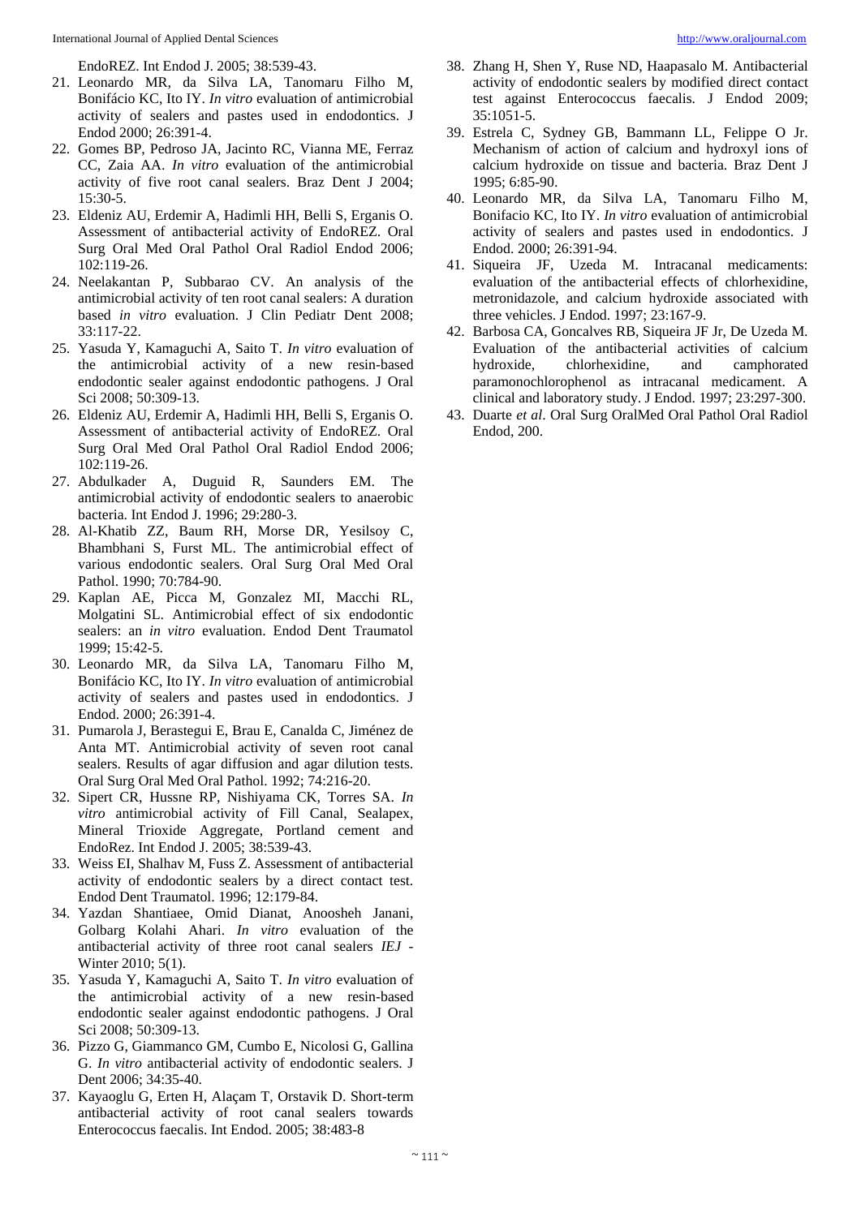EndoREZ. Int Endod J. 2005; 38:539-43.

21. Leonardo MR, da Silva LA, Tanomaru Filho M, Bonifácio KC, Ito IY. *In vitro* evaluation of antimicrobial activity of sealers and pastes used in endodontics. J Endod 2000; 26:391-4.
22. Gomes BP, Pedroso JA, Jacinto RC, Vianna ME, Ferraz CC, Zaia AA. *In vitro* evaluation of the antimicrobial activity of five root canal sealers. Braz Dent J 2004; 15:30-5.
23. Eldeniz AU, Erdemir A, Hadimli HH, Belli S, Erganis O. Assessment of antibacterial activity of EndoREZ. Oral Surg Oral Med Oral Pathol Oral Radiol Endod 2006; 102:119-26.
24. Neelakantan P, Subbarao CV. An analysis of the antimicrobial activity of ten root canal sealers: A duration based *in vitro* evaluation. J Clin Pediatr Dent 2008; 33:117-22.
25. Yasuda Y, Kamaguchi A, Saito T. *In vitro* evaluation of the antimicrobial activity of a new resin-based endodontic sealer against endodontic pathogens. J Oral Sci 2008; 50:309-13.
26. Eldeniz AU, Erdemir A, Hadimli HH, Belli S, Erganis O. Assessment of antibacterial activity of EndoREZ. Oral Surg Oral Med Oral Pathol Oral Radiol Endod 2006; 102:119-26.
27. Abdulkader A, Duguid R, Saunders EM. The antimicrobial activity of endodontic sealers to anaerobic bacteria. Int Endod J. 1996; 29:280-3.
28. Al-Khatib ZZ, Baum RH, Morse DR, Yesilsoy C, Bhambhani S, Furst ML. The antimicrobial effect of various endodontic sealers. Oral Surg Oral Med Oral Pathol. 1990; 70:784-90.
29. Kaplan AE, Picca M, Gonzalez MI, Macchi RL, Molgatini SL. Antimicrobial effect of six endodontic sealers: an *in vitro* evaluation. Endod Dent Traumatol 1999; 15:42-5.
30. Leonardo MR, da Silva LA, Tanomaru Filho M, Bonifácio KC, Ito IY. *In vitro* evaluation of antimicrobial activity of sealers and pastes used in endodontics. J Endod. 2000; 26:391-4.
31. Pumarola J, Berastegui E, Brau E, Canalda C, Jiménez de Anta MT. Antimicrobial activity of seven root canal sealers. Results of agar diffusion and agar dilution tests. Oral Surg Oral Med Oral Pathol. 1992; 74:216-20.
32. Sipert CR, Hussne RP, Nishiyama CK, Torres SA. *In vitro* antimicrobial activity of Fill Canal, Sealapex, Mineral Trioxide Aggregate, Portland cement and EndoRez. Int Endod J. 2005; 38:539-43.
33. Weiss EI, Shalhav M, Fuss Z. Assessment of antibacterial activity of endodontic sealers by a direct contact test. Endod Dent Traumatol. 1996; 12:179-84.
34. Yazdan Shantiaee, Omid Dianat, Anoosheh Janani, Golbarg Kolahi Ahari. *In vitro* evaluation of the antibacterial activity of three root canal sealers *IEJ* - Winter 2010; 5(1).
35. Yasuda Y, Kamaguchi A, Saito T. *In vitro* evaluation of the antimicrobial activity of a new resin-based endodontic sealer against endodontic pathogens. J Oral Sci 2008; 50:309-13.
36. Pizzo G, Giammanco GM, Cumbo E, Nicolosi G, Gallina G. *In vitro* antibacterial activity of endodontic sealers. J Dent 2006; 34:35-40.
37. Kayaoglu G, Erten H, Alaçam T, Orstavik D. Short-term antibacterial activity of root canal sealers towards Enterococcus faecalis. Int Endod. 2005; 38:483-8
38. Zhang H, Shen Y, Ruse ND, Haapasalo M. Antibacterial activity of endodontic sealers by modified direct contact test against Enterococcus faecalis. J Endod 2009; 35:1051-5.
39. Estrela C, Sydney GB, Bammann LL, Felippe O Jr. Mechanism of action of calcium and hydroxyl ions of calcium hydroxide on tissue and bacteria. Braz Dent J 1995; 6:85-90.
40. Leonardo MR, da Silva LA, Tanomaru Filho M, Bonifacio KC, Ito IY. *In vitro* evaluation of antimicrobial activity of sealers and pastes used in endodontics. J Endod. 2000; 26:391-94.
41. Siqueira JF, Uzeda M. Intracanal medicaments: evaluation of the antibacterial effects of chlorhexidine, metronidazole, and calcium hydroxide associated with three vehicles. J Endod. 1997; 23:167-9.
42. Barbosa CA, Goncalves RB, Siqueira JF Jr, De Uzeda M. Evaluation of the antibacterial activities of calcium hydroxide, chlorhexidine, and camphorated paramonochlorophenol as intracanal medicament. A clinical and laboratory study. J Endod. 1997; 23:297-300.
43. Duarte *et al*. Oral Surg OralMed Oral Pathol Oral Radiol Endod, 200.